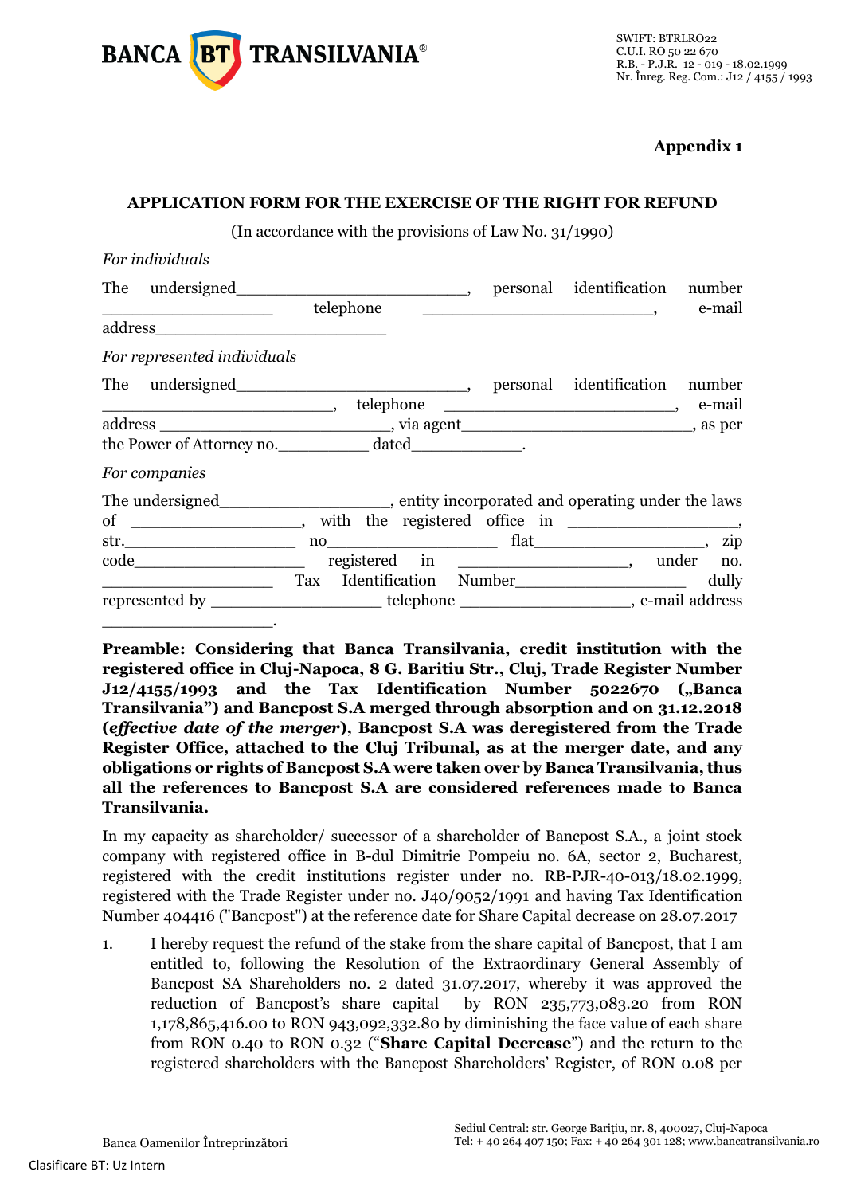**Appendix 1**

**APPLICATION FORM FOR THE EXERCISE OF THE RIGHT FOR REFUND**

(In accordance with the provisions of Law No. 31/1990)

*For individuals*

The undersigned_________________________, personal identification number __________________ telephone _______________________, e-mail address_________________________

*For represented individuals*

The undersigned_________________________, personal identification number _________________________, telephone _______________________, e-mail address _________________________, via agent_________________________, as per the Power of Attorney no.__________ dated____________.

*For companies*

The undersigned__________________, entity incorporated and operating under the laws of __________________, with the registered office in __________________, str.__________________ no__________________ flat__________________, zip code__________________ registered in __________________, under no. __________________ Tax Identification Number__________________ dully represented by __________________ telephone __________________, e-mail address __________________.

**Preamble: Considering that Banca Transilvania, credit institution with the registered office in Cluj-Napoca, 8 G. Baritiu Str., Cluj, Trade Register Number J12/4155/1993 and the Tax Identification Number 5022670 („Banca Transilvania") and Bancpost S.A merged through absorption and on 31.12.2018 (*effective date of the merger*), Bancpost S.A was deregistered from the Trade Register Office, attached to the Cluj Tribunal, as at the merger date, and any obligations or rights of Bancpost S.A were taken over by Banca Transilvania, thus all the references to Bancpost S.A are considered references made to Banca Transilvania.**

In my capacity as shareholder/ successor of a shareholder of Bancpost S.A., a joint stock company with registered office in B-dul Dimitrie Pompeiu no. 6A, sector 2, Bucharest, registered with the credit institutions register under no. RB-PJR-40-013/18.02.1999, registered with the Trade Register under no. J40/9052/1991 and having Tax Identification Number 404416 ("Bancpost") at the reference date for Share Capital decrease on 28.07.2017

1. I hereby request the refund of the stake from the share capital of Bancpost, that I am entitled to, following the Resolution of the Extraordinary General Assembly of Bancpost SA Shareholders no. 2 dated 31.07.2017, whereby it was approved the reduction of Bancpost's share capital by RON 235,773,083.20 from RON 1,178,865,416.00 to RON 943,092,332.80 by diminishing the face value of each share from RON 0.40 to RON 0.32 ("**Share Capital Decrease**") and the return to the registered shareholders with the Bancpost Shareholders' Register, of RON 0.08 per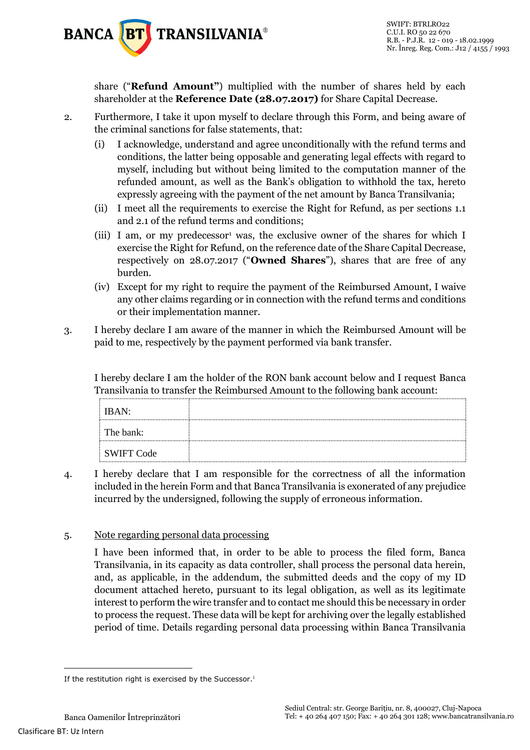share (“**Refund Amount”**) multiplied with the number of shares held by each shareholder at the **Reference Date (28.07.2017)** for Share Capital Decrease.

2. Furthermore, I take it upon myself to declare through this Form, and being aware of the criminal sanctions for false statements, that:
   (i) I acknowledge, understand and agree unconditionally with the refund terms and conditions, the latter being opposable and generating legal effects with regard to myself, including but without being limited to the computation manner of the refunded amount, as well as the Bank’s obligation to withhold the tax, hereto expressly agreeing with the payment of the net amount by Banca Transilvania;
   (ii) I meet all the requirements to exercise the Right for Refund, as per sections 1.1 and 2.1 of the refund terms and conditions;
   (iii) I am, or my predecessor[1] was, the exclusive owner of the shares for which I exercise the Right for Refund, on the reference date of the Share Capital Decrease, respectively on 28.07.2017 (“**Owned Shares**”), shares that are free of any burden.
   (iv) Except for my right to require the payment of the Reimbursed Amount, I waive any other claims regarding or in connection with the refund terms and conditions or their implementation manner.

3. I hereby declare I am aware of the manner in which the Reimbursed Amount will be paid to me, respectively by the payment performed via bank transfer.

   I hereby declare I am the holder of the RON bank account below and I request Banca Transilvania to transfer the Reimbursed Amount to the following bank account:

| IBAN: | |
|---|---|
| The bank: | |
| SWIFT Code | |

4. I hereby declare that I am responsible for the correctness of all the information included in the herein Form and that Banca Transilvania is exonerated of any prejudice incurred by the undersigned, following the supply of erroneous information.

5. <u>Note regarding personal data processing</u>

   I have been informed that, in order to be able to process the filed form, Banca Transilvania, in its capacity as data controller, shall process the personal data herein, and, as applicable, in the addendum, the submitted deeds and the copy of my ID document attached hereto, pursuant to its legal obligation, as well as its legitimate interest to perform the wire transfer and to contact me should this be necessary in order to process the request. These data will be kept for archiving over the legally established period of time. Details regarding personal data processing within Banca Transilvania

---

If the restitution right is exercised by the Successor.[1]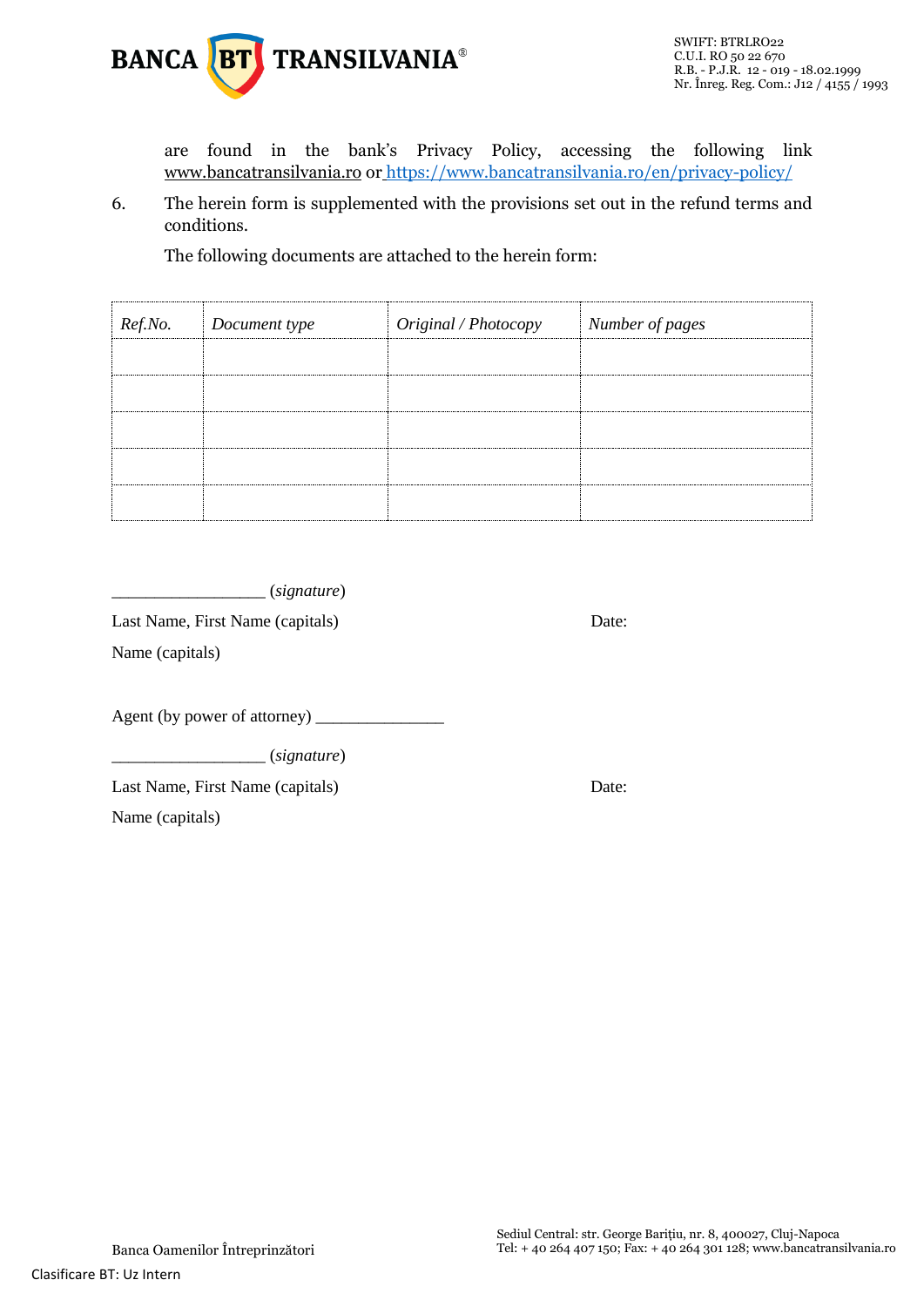are found in the bank's Privacy Policy, accessing the following link www.bancatransilvania.ro or https://www.bancatransilvania.ro/en/privacy-policy/

6. The herein form is supplemented with the provisions set out in the refund terms and conditions.

The following documents are attached to the herein form:

| *Ref.No.* | *Document type* | *Original / Photocopy* | *Number of pages* |
|---|---|---|---|
| | | | |
| | | | |
| | | | |
| | | | |
| | | | |

_________________ (*signature*)

Last Name, First Name (capitals) Date:

Name (capitals)

Agent (by power of attorney) ______________

_________________ (*signature*)

Last Name, First Name (capitals) Date:

Name (capitals)